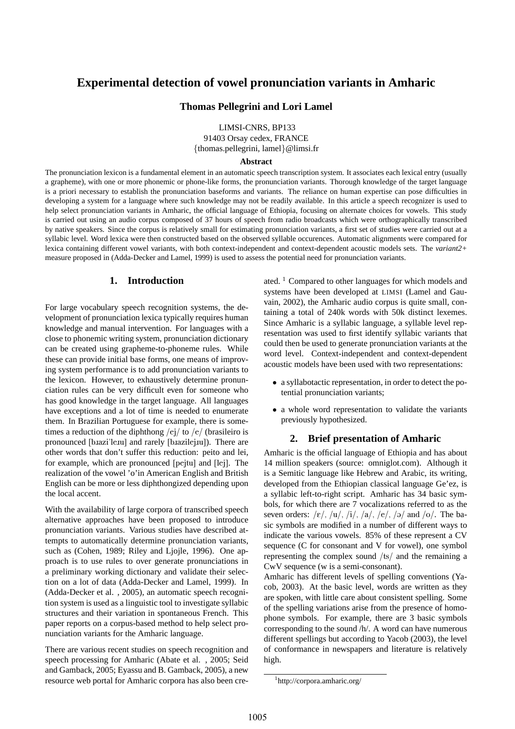# Experimental detection of vowel pronunciation variants in Amharic

**Thomas Pellegrini and Lori Lamel**

LIMSI-CNRS, BP133
91403 Orsay cedex, FRANCE
{thomas.pellegrini, lamel}@limsi.fr

**Abstract**

The pronunciation lexicon is a fundamental element in an automatic speech transcription system. It associates each lexical entry (usually a grapheme), with one or more phonemic or phone-like forms, the pronunciation variants. Thorough knowledge of the target language is a priori necessary to establish the pronunciation baseforms and variants. The reliance on human expertise can pose difficulties in developing a system for a language where such knowledge may not be readily available. In this article a speech recognizer is used to help select pronunciation variants in Amharic, the official language of Ethiopia, focusing on alternate choices for vowels. This study is carried out using an audio corpus composed of 37 hours of speech from radio broadcasts which were orthographically transcribed by native speakers. Since the corpus is relatively small for estimating pronunciation variants, a first set of studies were carried out at a syllabic level. Word lexica were then constructed based on the observed syllable occurences. Automatic alignments were compared for lexica containing different vowel variants, with both context-independent and context-dependent acoustic models sets. The *variant2+* measure proposed in (Adda-Decker and Lamel, 1999) is used to assess the potential need for pronunciation variants.

## 1. Introduction

For large vocabulary speech recognition systems, the development of pronunciation lexica typically requires human knowledge and manual intervention. For languages with a close to phonemic writing system, pronunciation dictionary can be created using grapheme-to-phoneme rules. While these can provide initial base forms, one means of improving system performance is to add pronunciation variants to the lexicon. However, to exhaustively determine pronunciation rules can be very difficult even for someone who has good knowledge in the target language. All languages have exceptions and a lot of time is needed to enumerate them. In Brazilian Portuguese for example, there is sometimes a reduction of the diphthong /ej/ to /e/ (brasileiro is pronounced [bɪaziˈleɪu] and rarely [bɪazilejɪu]). There are other words that don't suffer this reduction: peito and lei, for example, which are pronounced [pejtu] and [lej]. The realization of the vowel 'o'in American English and British English can be more or less diphthongized depending upon the local accent.

With the availability of large corpora of transcribed speech alternative approaches have been proposed to introduce pronunciation variants. Various studies have described attempts to automatically determine pronunciation variants, such as (Cohen, 1989; Riley and Ljojle, 1996). One approach is to use rules to over generate pronunciations in a preliminary working dictionary and validate their selection on a lot of data (Adda-Decker and Lamel, 1999). In (Adda-Decker et al. , 2005), an automatic speech recognition system is used as a linguistic tool to investigate syllabic structures and their variation in spontaneous French. This paper reports on a corpus-based method to help select pronunciation variants for the Amharic language.

There are various recent studies on speech recognition and speech processing for Amharic (Abate et al. , 2005; Seid and Gamback, 2005; Eyassu and B. Gamback, 2005), a new resource web portal for Amharic corpora has also been created. [1] Compared to other languages for which models and systems have been developed at LIMSI (Lamel and Gauvain, 2002), the Amharic audio corpus is quite small, containing a total of 240k words with 50k distinct lexemes. Since Amharic is a syllabic language, a syllable level representation was used to first identify syllabic variants that could then be used to generate pronunciation variants at the word level. Context-independent and context-dependent acoustic models have been used with two representations:

- a syllabotactic representation, in order to detect the potential pronunciation variants;
- a whole word representation to validate the variants previously hypothesized.

## 2. Brief presentation of Amharic

Amharic is the official language of Ethiopia and has about 14 million speakers (source: omniglot.com). Although it is a Semitic language like Hebrew and Arabic, its writing, developed from the Ethiopian classical language Ge'ez, is a syllabic left-to-right script. Amharic has 34 basic symbols, for which there are 7 vocalizations referred to as the seven orders: /ɛ/, /u/, /i/, /a/, /e/, /ə/ and /o/. The basic symbols are modified in a number of different ways to indicate the various vowels. 85% of these represent a CV sequence (C for consonant and V for vowel), one symbol representing the complex sound /ts/ and the remaining a CwV sequence (w is a semi-consonant).

Amharic has different levels of spelling conventions (Yacob, 2003). At the basic level, words are written as they are spoken, with little care about consistent spelling. Some of the spelling variations arise from the presence of homophone symbols. For example, there are 3 basic symbols corresponding to the sound /h/. A word can have numerous different spellings but according to Yacob (2003), the level of conformance in newspapers and literature is relatively high.

[1] http://corpora.amharic.org/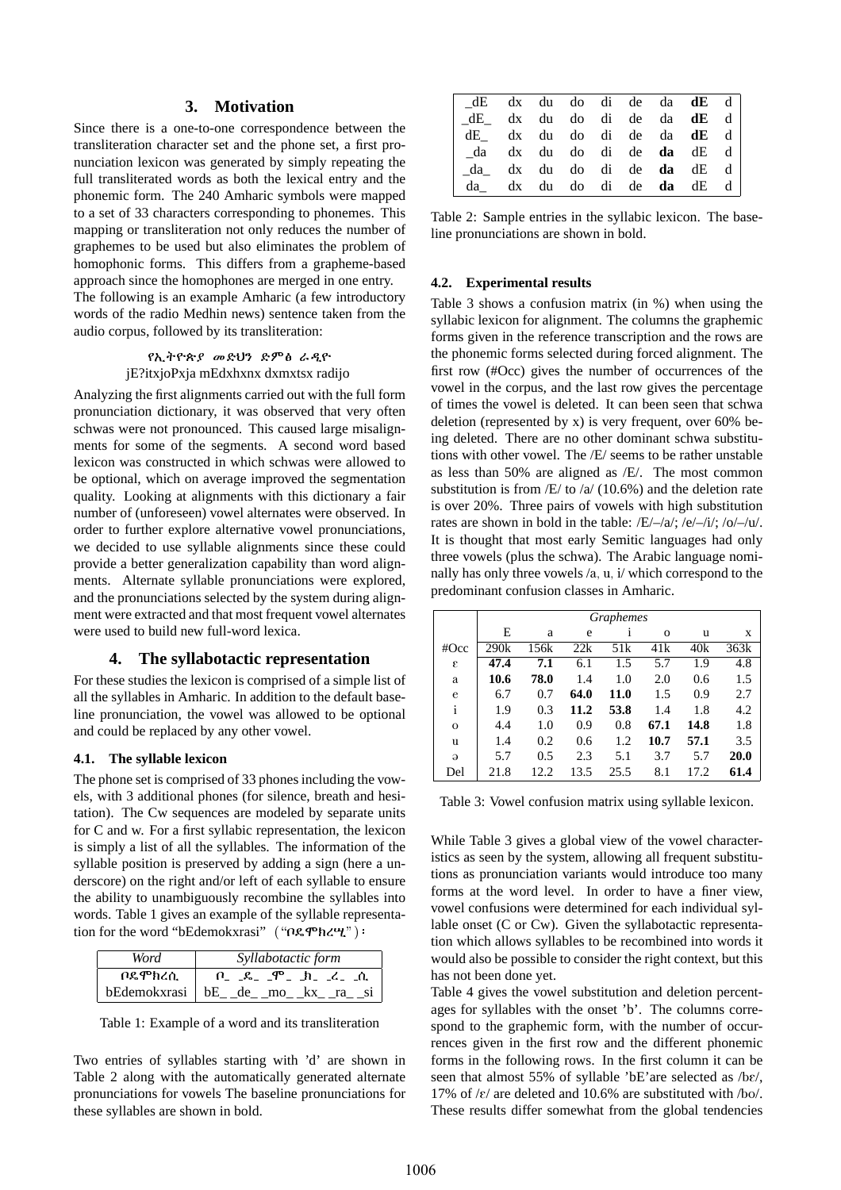## 3. Motivation

Since there is a one-to-one correspondence between the transliteration character set and the phone set, a first pronunciation lexicon was generated by simply repeating the full transliterated words as both the lexical entry and the phonemic form. The 240 Amharic symbols were mapped to a set of 33 characters corresponding to phonemes. This mapping or transliteration not only reduces the number of graphemes to be used but also eliminates the problem of homophonic forms. This differs from a grapheme-based approach since the homophones are merged in one entry.

The following is an example Amharic (a few introductory words of the radio Medhin news) sentence taken from the audio corpus, followed by its transliteration:

የኢትዮጵያ መድህን ድምፅ ራዲዮ
jE?itxjoPxja mEdxhxnx dxmxtsx radijo

Analyzing the first alignments carried out with the full form pronunciation dictionary, it was observed that very often schwas were not pronounced. This caused large misalignments for some of the segments. A second word based lexicon was constructed in which schwas were allowed to be optional, which on average improved the segmentation quality. Looking at alignments with this dictionary a fair number of (unforeseen) vowel alternates were observed. In order to further explore alternative vowel pronunciations, we decided to use syllable alignments since these could provide a better generalization capability than word alignments. Alternate syllable pronunciations were explored, and the pronunciations selected by the system during alignment were extracted and that most frequent vowel alternates were used to build new full-word lexica.

## 4. The syllabotactic representation

For these studies the lexicon is comprised of a simple list of all the syllables in Amharic. In addition to the default baseline pronunciation, the vowel was allowed to be optional and could be replaced by any other vowel.

### 4.1. The syllable lexicon

The phone set is comprised of 33 phones including the vowels, with 3 additional phones (for silence, breath and hesitation). The Cw sequences are modeled by separate units for C and w. For a first syllabic representation, the lexicon is simply a list of all the syllables. The information of the syllable position is preserved by adding a sign (here a underscore) on the right and/or left of each syllable to ensure the ability to unambiguously recombine the syllables into words. Table 1 gives an example of the syllable representation for the word "bEdemokxrasi" ("ቦዴሞክረሲ")፡

| *Word* | *Syllabotactic form* |
|---|---|
| ቦዴሞክረሲ | ቦ_ _ዴ_ _ሞ_ _ክ_ _ረ_ _ሲ |
| bEdemokxrasi | bE_ _de_ _mo_ _kx_ _ra_ _si |

Table 1: Example of a word and its transliteration

Two entries of syllables starting with 'd' are shown in Table 2 along with the automatically generated alternate pronunciations for vowels The baseline pronunciations for these syllables are shown in bold.

| | | | | | | | | |
|---|---|---|---|---|---|---|---|---|
| _dE | dx | du | do | di | de | da | **dE** | d |
| _dE_ | dx | du | do | di | de | da | **dE** | d |
| dE_ | dx | du | do | di | de | da | **dE** | d |
| _da | dx | du | do | di | de | **da** | dE | d |
| _da_ | dx | du | do | di | de | **da** | dE | d |
| da_ | dx | du | do | di | de | **da** | dE | d |

Table 2: Sample entries in the syllabic lexicon. The baseline pronunciations are shown in bold.

### 4.2. Experimental results

Table 3 shows a confusion matrix (in %) when using the syllabic lexicon for alignment. The columns the graphemic forms given in the reference transcription and the rows are the phonemic forms selected during forced alignment. The first row (#Occ) gives the number of occurrences of the vowel in the corpus, and the last row gives the percentage of times the vowel is deleted. It can been seen that schwa deletion (represented by x) is very frequent, over 60% being deleted. There are no other dominant schwa substitutions with other vowel. The /E/ seems to be rather unstable as less than 50% are aligned as /E/. The most common substitution is from /E/ to /a/ (10.6%) and the deletion rate is over 20%. Three pairs of vowels with high substitution rates are shown in bold in the table: /E/–/a/; /e/–/i/; /o/–/u/. It is thought that most early Semitic languages had only three vowels (plus the schwa). The Arabic language nominally has only three vowels /a, u, i/ which correspond to the predominant confusion classes in Amharic.

| | *Graphemes* | | | | | | |
|---|---|---|---|---|---|---|---|
| | E | a | e | i | o | u | x |
| #Occ | 290k | 156k | 22k | 51k | 41k | 40k | 363k |
| ɛ | **47.4** | **7.1** | 6.1 | 1.5 | 5.7 | 1.9 | 4.8 |
| a | **10.6** | **78.0** | 1.4 | 1.0 | 2.0 | 0.6 | 1.5 |
| e | 6.7 | 0.7 | **64.0** | **11.0** | 1.5 | 0.9 | 2.7 |
| i | 1.9 | 0.3 | **11.2** | **53.8** | 1.4 | 1.8 | 4.2 |
| o | 4.4 | 1.0 | 0.9 | 0.8 | **67.1** | **14.8** | 1.8 |
| u | 1.4 | 0.2 | 0.6 | 1.2 | **10.7** | **57.1** | 3.5 |
| ə | 5.7 | 0.5 | 2.3 | 5.1 | 3.7 | 5.7 | **20.0** |
| Del | 21.8 | 12.2 | 13.5 | 25.5 | 8.1 | 17.2 | **61.4** |

Table 3: Vowel confusion matrix using syllable lexicon.

While Table 3 gives a global view of the vowel characteristics as seen by the system, allowing all frequent substitutions as pronunciation variants would introduce too many forms at the word level. In order to have a finer view, vowel confusions were determined for each individual syllable onset (C or Cw). Given the syllabotactic representation which allows syllables to be recombined into words it would also be possible to consider the right context, but this has not been done yet.

Table 4 gives the vowel substitution and deletion percentages for syllables with the onset 'b'. The columns correspond to the graphemic form, with the number of occurrences given in the first row and the different phonemic forms in the following rows. In the first column it can be seen that almost 55% of syllable 'bE'are selected as /bɛ/, 17% of /ɛ/ are deleted and 10.6% are substituted with /bo/. These results differ somewhat from the global tendencies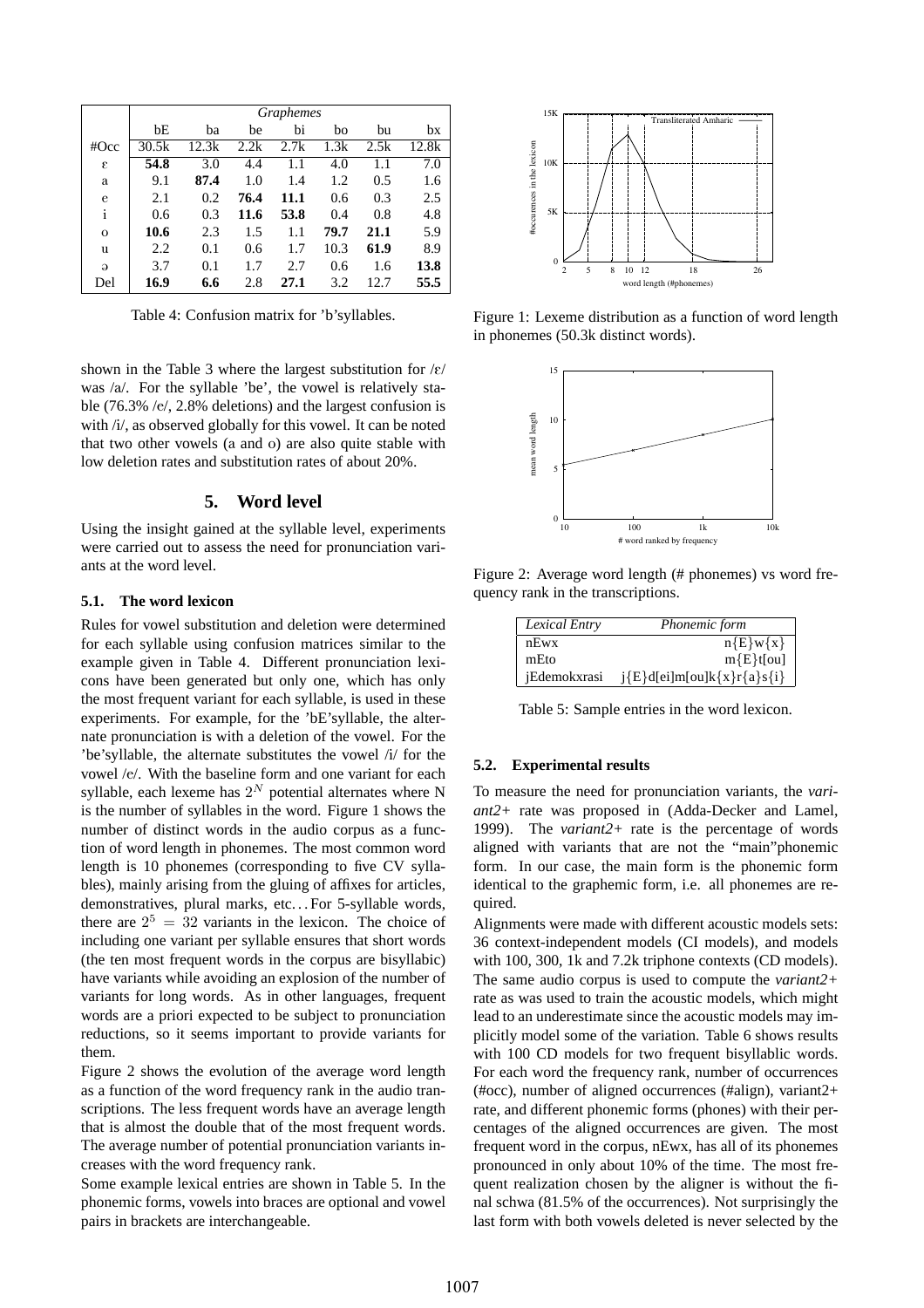| | *Graphemes* | | | | | | |
|---|---|---|---|---|---|---|---|
| | bE | ba | be | bi | bo | bu | bx |
| #Occ | 30.5k | 12.3k | 2.2k | 2.7k | 1.3k | 2.5k | 12.8k |
| ɛ | **54.8** | 3.0 | 4.4 | 1.1 | 4.0 | 1.1 | 7.0 |
| a | 9.1 | **87.4** | 1.0 | 1.4 | 1.2 | 0.5 | 1.6 |
| e | 2.1 | 0.2 | **76.4** | **11.1** | 0.6 | 0.3 | 2.5 |
| i | 0.6 | 0.3 | **11.6** | **53.8** | 0.4 | 0.8 | 4.8 |
| o | **10.6** | 2.3 | 1.5 | 1.1 | **79.7** | **21.1** | 5.9 |
| u | 2.2 | 0.1 | 0.6 | 1.7 | 10.3 | **61.9** | 8.9 |
| ə | 3.7 | 0.1 | 1.7 | 2.7 | 0.6 | 1.6 | **13.8** |
| Del | **16.9** | **6.6** | 2.8 | **27.1** | 3.2 | 12.7 | **55.5** |

Table 4: Confusion matrix for 'b'syllables.

shown in the Table 3 where the largest substitution for /ɛ/ was /a/. For the syllable 'be', the vowel is relatively stable (76.3% /e/, 2.8% deletions) and the largest confusion is with /i/, as observed globally for this vowel. It can be noted that two other vowels (a and o) are also quite stable with low deletion rates and substitution rates of about 20%.

## 5. Word level

Using the insight gained at the syllable level, experiments were carried out to assess the need for pronunciation variants at the word level.

### 5.1. The word lexicon

Rules for vowel substitution and deletion were determined for each syllable using confusion matrices similar to the example given in Table 4. Different pronunciation lexicons have been generated but only one, which has only the most frequent variant for each syllable, is used in these experiments. For example, for the 'bE'syllable, the alternate pronunciation is with a deletion of the vowel. For the 'be'syllable, the alternate substitutes the vowel /i/ for the vowel /e/. With the baseline form and one variant for each syllable, each lexeme has $2^N$ potential alternates where N is the number of syllables in the word. Figure 1 shows the number of distinct words in the audio corpus as a function of word length in phonemes. The most common word length is 10 phonemes (corresponding to five CV syllables), mainly arising from the gluing of affixes for articles, demonstratives, plural marks, etc... For 5-syllable words, there are $2^5 = 32$ variants in the lexicon. The choice of including one variant per syllable ensures that short words (the ten most frequent words in the corpus are bisyllabic) have variants while avoiding an explosion of the number of variants for long words. As in other languages, frequent words are a priori expected to be subject to pronunciation reductions, so it seems important to provide variants for them.

Figure 2 shows the evolution of the average word length as a function of the word frequency rank in the audio transcriptions. The less frequent words have an average length that is almost the double that of the most frequent words. The average number of potential pronunciation variants increases with the word frequency rank.

Some example lexical entries are shown in Table 5. In the phonemic forms, vowels into braces are optional and vowel pairs in brackets are interchangeable.

Figure 1: Lexeme distribution as a function of word length in phonemes (50.3k distinct words).

Figure 2: Average word length (# phonemes) vs word frequency rank in the transcriptions.

| *Lexical Entry* | *Phonemic form* |
|---|---|
| nEwx | n{E}w{x} |
| mEto | m{E}t[ou] |
| jEdemokxrasi | j{E}d[ei]m[ou]k{x}r{a}s{i} |

Table 5: Sample entries in the word lexicon.

### 5.2. Experimental results

To measure the need for pronunciation variants, the *variant2+* rate was proposed in (Adda-Decker and Lamel, 1999). The *variant2+* rate is the percentage of words aligned with variants that are not the "main"phonemic form. In our case, the main form is the phonemic form identical to the graphemic form, i.e. all phonemes are required.

Alignments were made with different acoustic models sets: 36 context-independent models (CI models), and models with 100, 300, 1k and 7.2k triphone contexts (CD models). The same audio corpus is used to compute the *variant2+* rate as was used to train the acoustic models, which might lead to an underestimate since the acoustic models may implicitly model some of the variation. Table 6 shows results with 100 CD models for two frequent bisyllablic words. For each word the frequency rank, number of occurrences (#occ), number of aligned occurrences (#align), variant2+ rate, and different phonemic forms (phones) with their percentages of the aligned occurrences are given. The most frequent word in the corpus, nEwx, has all of its phonemes pronounced in only about 10% of the time. The most frequent realization chosen by the aligner is without the final schwa (81.5% of the occurrences). Not surprisingly the last form with both vowels deleted is never selected by the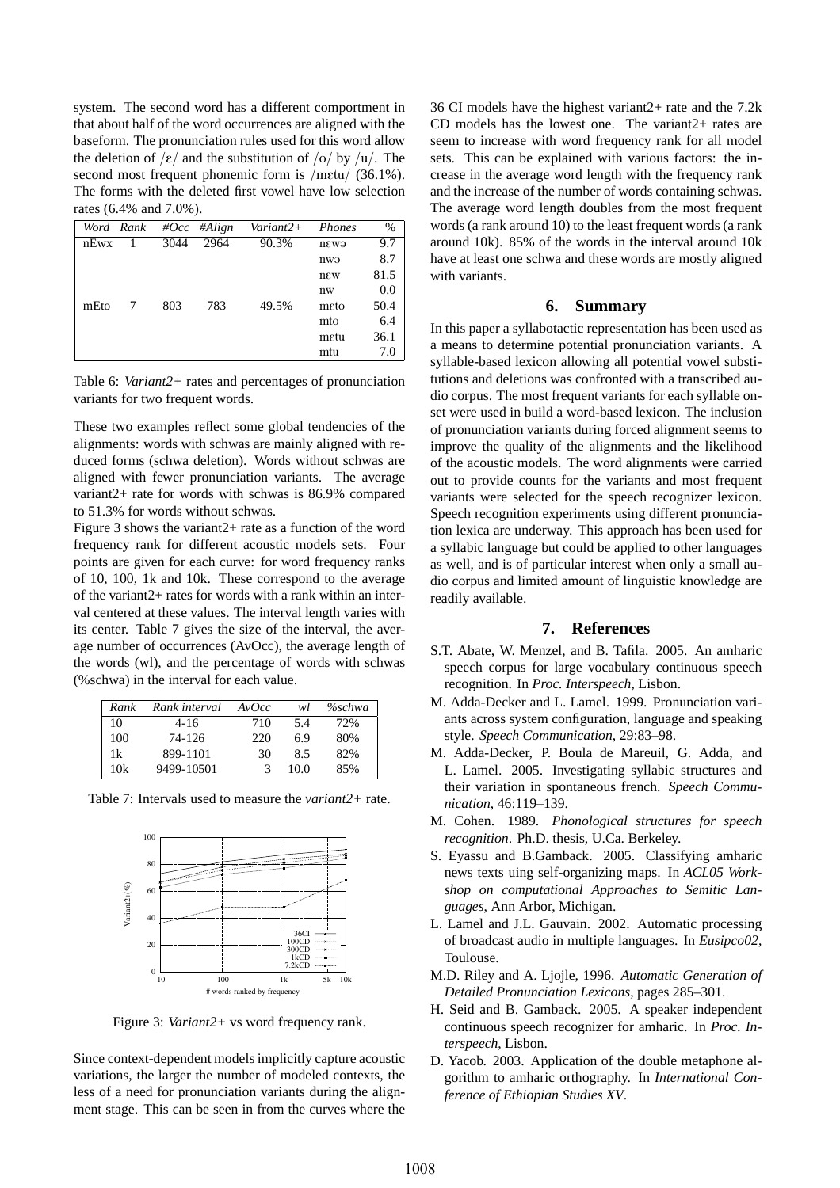system. The second word has a different comportment in that about half of the word occurrences are aligned with the baseform. The pronunciation rules used for this word allow the deletion of /ɛ/ and the substitution of /o/ by /u/. The second most frequent phonemic form is /mɛtu/ (36.1%). The forms with the deleted first vowel have low selection rates (6.4% and 7.0%).

| *Word* | *Rank* | *#Occ* | *#Align* | *Variant2+* | *Phones* | % |
|---|---|---|---|---|---|---|
| nEwx | 1 | 3044 | 2964 | 90.3% | nɛwə | 9.7 |
| | | | | | nwə | 8.7 |
| | | | | | nɛw | 81.5 |
| | | | | | nw | 0.0 |
| mEto | 7 | 803 | 783 | 49.5% | mɛto | 50.4 |
| | | | | | mto | 6.4 |
| | | | | | mɛtu | 36.1 |
| | | | | | mtu | 7.0 |

Table 6: *Variant2+* rates and percentages of pronunciation variants for two frequent words.

These two examples reflect some global tendencies of the alignments: words with schwas are mainly aligned with reduced forms (schwa deletion). Words without schwas are aligned with fewer pronunciation variants. The average variant2+ rate for words with schwas is 86.9% compared to 51.3% for words without schwas.

Figure 3 shows the variant2+ rate as a function of the word frequency rank for different acoustic models sets. Four points are given for each curve: for word frequency ranks of 10, 100, 1k and 10k. These correspond to the average of the variant2+ rates for words with a rank within an interval centered at these values. The interval length varies with its center. Table 7 gives the size of the interval, the average number of occurrences (AvOcc), the average length of the words (wl), and the percentage of words with schwas (%schwa) in the interval for each value.

| *Rank* | *Rank interval* | *AvOcc* | *wl* | *%schwa* |
|---|---|---|---|---|
| 10 | 4-16 | 710 | 5.4 | 72% |
| 100 | 74-126 | 220 | 6.9 | 80% |
| 1k | 899-1101 | 30 | 8.5 | 82% |
| 10k | 9499-10501 | 3 | 10.0 | 85% |

Table 7: Intervals used to measure the *variant2+* rate.

Variant2+(%)
0
20
40
60
80
100
10
100
1k
5k
10k
# words ranked by frequency
36CI
100CD
300CD
1kCD
7.2kCD

Figure 3: *Variant2+* vs word frequency rank.

Since context-dependent models implicitly capture acoustic variations, the larger the number of modeled contexts, the less of a need for pronunciation variants during the alignment stage. This can be seen in from the curves where the 36 CI models have the highest variant2+ rate and the 7.2k CD models has the lowest one. The variant2+ rates are seem to increase with word frequency rank for all model sets. This can be explained with various factors: the increase in the average word length with the frequency rank and the increase of the number of words containing schwas. The average word length doubles from the most frequent words (a rank around 10) to the least frequent words (a rank around 10k). 85% of the words in the interval around 10k have at least one schwa and these words are mostly aligned with variants.

## 6. Summary

In this paper a syllabotactic representation has been used as a means to determine potential pronunciation variants. A syllable-based lexicon allowing all potential vowel substitutions and deletions was confronted with a transcribed audio corpus. The most frequent variants for each syllable onset were used in build a word-based lexicon. The inclusion of pronunciation variants during forced alignment seems to improve the quality of the alignments and the likelihood of the acoustic models. The word alignments were carried out to provide counts for the variants and most frequent variants were selected for the speech recognizer lexicon. Speech recognition experiments using different pronunciation lexica are underway. This approach has been used for a syllabic language but could be applied to other languages as well, and is of particular interest when only a small audio corpus and limited amount of linguistic knowledge are readily available.

## 7. References

- S.T. Abate, W. Menzel, and B. Tafila. 2005. An amharic speech corpus for large vocabulary continuous speech recognition. In *Proc. Interspeech*, Lisbon.
- M. Adda-Decker and L. Lamel. 1999. Pronunciation variants across system configuration, language and speaking style. *Speech Communication*, 29:83–98.
- M. Adda-Decker, P. Boula de Mareuil, G. Adda, and L. Lamel. 2005. Investigating syllabic structures and their variation in spontaneous french. *Speech Communication*, 46:119–139.
- M. Cohen. 1989. *Phonological structures for speech recognition*. Ph.D. thesis, U.Ca. Berkeley.
- S. Eyassu and B.Gamback. 2005. Classifying amharic news texts uing self-organizing maps. In *ACL05 Workshop on computational Approaches to Semitic Languages*, Ann Arbor, Michigan.
- L. Lamel and J.L. Gauvain. 2002. Automatic processing of broadcast audio in multiple languages. In *Eusipco02*, Toulouse.
- M.D. Riley and A. Ljojle, 1996. *Automatic Generation of Detailed Pronunciation Lexicons*, pages 285–301.
- H. Seid and B. Gamback. 2005. A speaker independent continuous speech recognizer for amharic. In *Proc. Interspeech*, Lisbon.
- D. Yacob. 2003. Application of the double metaphone algorithm to amharic orthography. In *International Conference of Ethiopian Studies XV*.